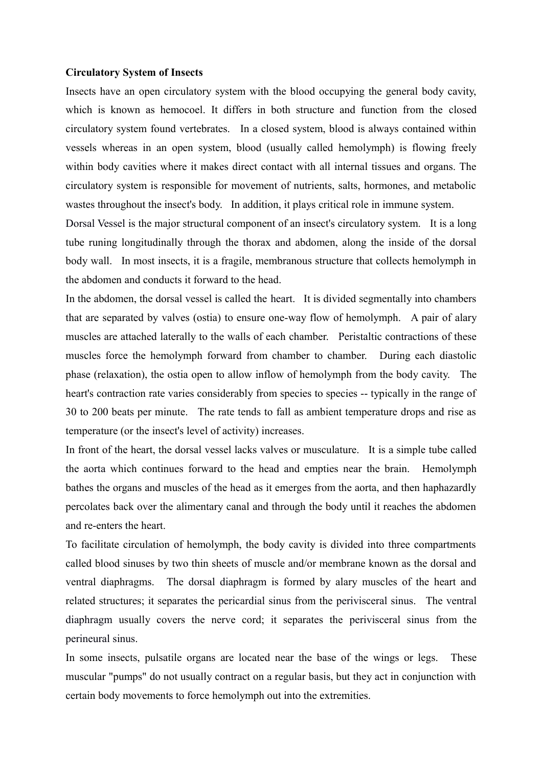**Circulatory System of Insects**

Insects have an open circulatory system with the blood occupying the general body cavity, which is known as hemocoel. It differs in both structure and function from the closed circulatory system found vertebrates. In a closed system, blood is always contained within vessels whereas in an open system, blood (usually called hemolymph) is flowing freely within body cavities where it makes direct contact with all internal tissues and organs. The circulatory system is responsible for movement of nutrients, salts, hormones, and metabolic wastes throughout the insect's body. In addition, it plays critical role in immune system.

Dorsal Vessel is the major structural component of an insect's circulatory system. It is a long tube runing longitudinally through the thorax and abdomen, along the inside of the dorsal body wall. In most insects, it is a fragile, membranous structure that collects hemolymph in the abdomen and conducts it forward to the head.

In the abdomen, the dorsal vessel is called the heart. It is divided segmentally into chambers that are separated by valves (ostia) to ensure one-way flow of hemolymph. A pair of alary muscles are attached laterally to the walls of each chamber. Peristaltic contractions of these muscles force the hemolymph forward from chamber to chamber. During each diastolic phase (relaxation), the ostia open to allow inflow of hemolymph from the body cavity. The heart's contraction rate varies considerably from species to species -- typically in the range of 30 to 200 beats per minute. The rate tends to fall as ambient temperature drops and rise as temperature (or the insect's level of activity) increases.

In front of the heart, the dorsal vessel lacks valves or musculature. It is a simple tube called the aorta which continues forward to the head and empties near the brain. Hemolymph bathes the organs and muscles of the head as it emerges from the aorta, and then haphazardly percolates back over the alimentary canal and through the body until it reaches the abdomen and re-enters the heart.

To facilitate circulation of hemolymph, the body cavity is divided into three compartments called blood sinuses by two thin sheets of muscle and/or membrane known as the dorsal and ventral diaphragms. The dorsal diaphragm is formed by alary muscles of the heart and related structures; it separates the pericardial sinus from the perivisceral sinus. The ventral diaphragm usually covers the nerve cord; it separates the perivisceral sinus from the perineural sinus.

In some insects, pulsatile organs are located near the base of the wings or legs. These muscular "pumps" do not usually contract on a regular basis, but they act in conjunction with certain body movements to force hemolymph out into the extremities.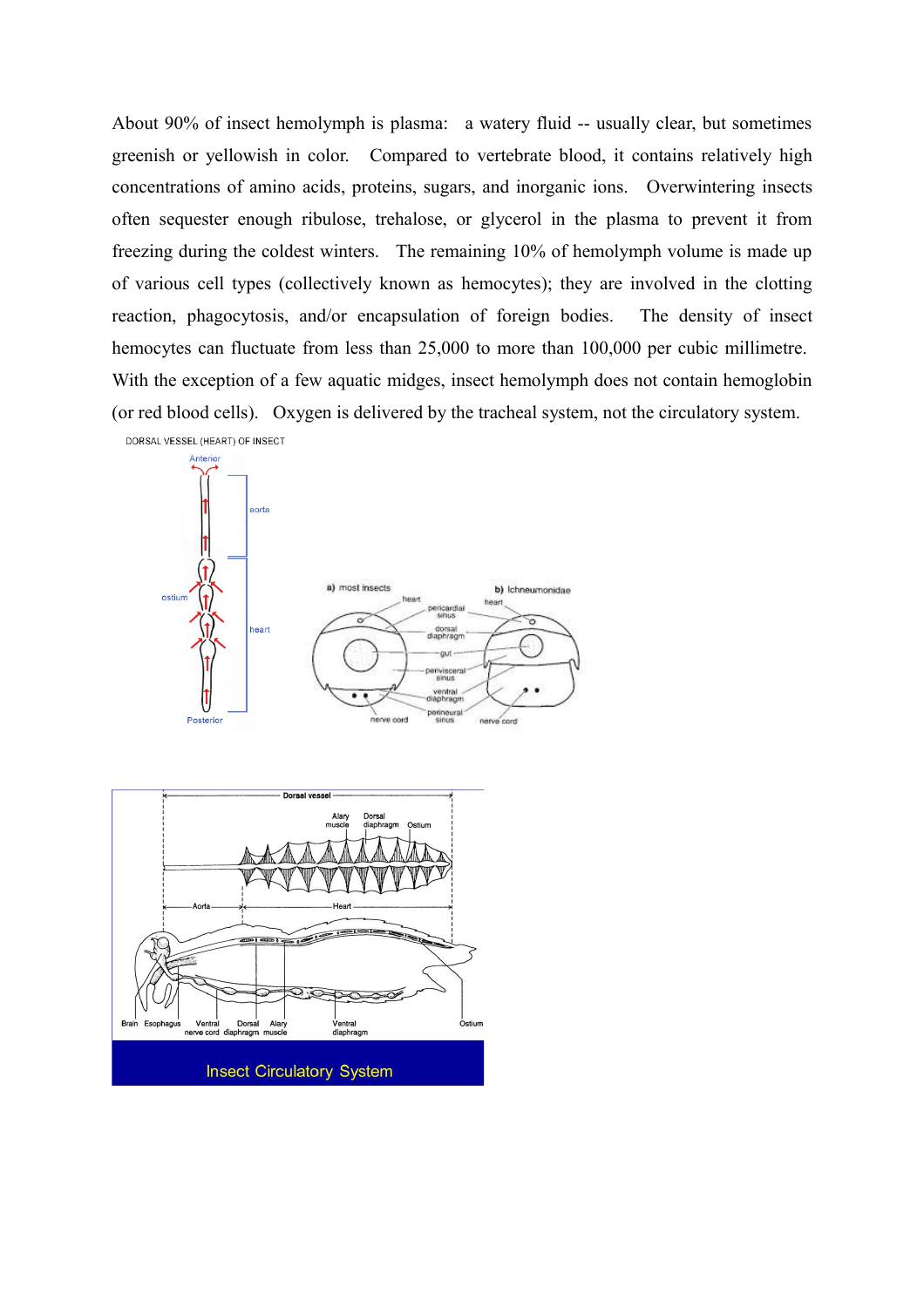About 90% of insect hemolymph is plasma: a watery fluid -- usually clear, but sometimes greenish or yellowish in color. Compared to vertebrate blood, it contains relatively high concentrations of amino acids, proteins, sugars, and inorganic ions. Overwintering insects often sequester enough ribulose, trehalose, or glycerol in the plasma to prevent it from freezing during the coldest winters. The remaining 10% of hemolymph volume is made up of various cell types (collectively known as hemocytes); they are involved in the clotting reaction, phagocytosis, and/or encapsulation of foreign bodies. The density of insect hemocytes can fluctuate from less than 25,000 to more than 100,000 per cubic millimetre. With the exception of a few aquatic midges, insect hemolymph does not contain hemoglobin (or red blood cells). Oxygen is delivered by the tracheal system, not the circulatory system.

DORSAL VESSEL (HEART) OF INSECT

Anterior

aorta

ostium

heart

Posterior

a) most insects

b) Ichneumonidae

heart

pericardial sinus

dorsal diaphragm

gut

perivisceral sinus

ventral diaphragm

perineural sinus

nerve cord

Dorsal vessel

Alary muscle

Dorsal diaphragm

Ostium

Aorta

Heart

Brain

Esophagus

Ventral nerve cord

Dorsal diaphragm

Alary muscle

Ventral diaphragm

Ostium

Insect Circulatory System